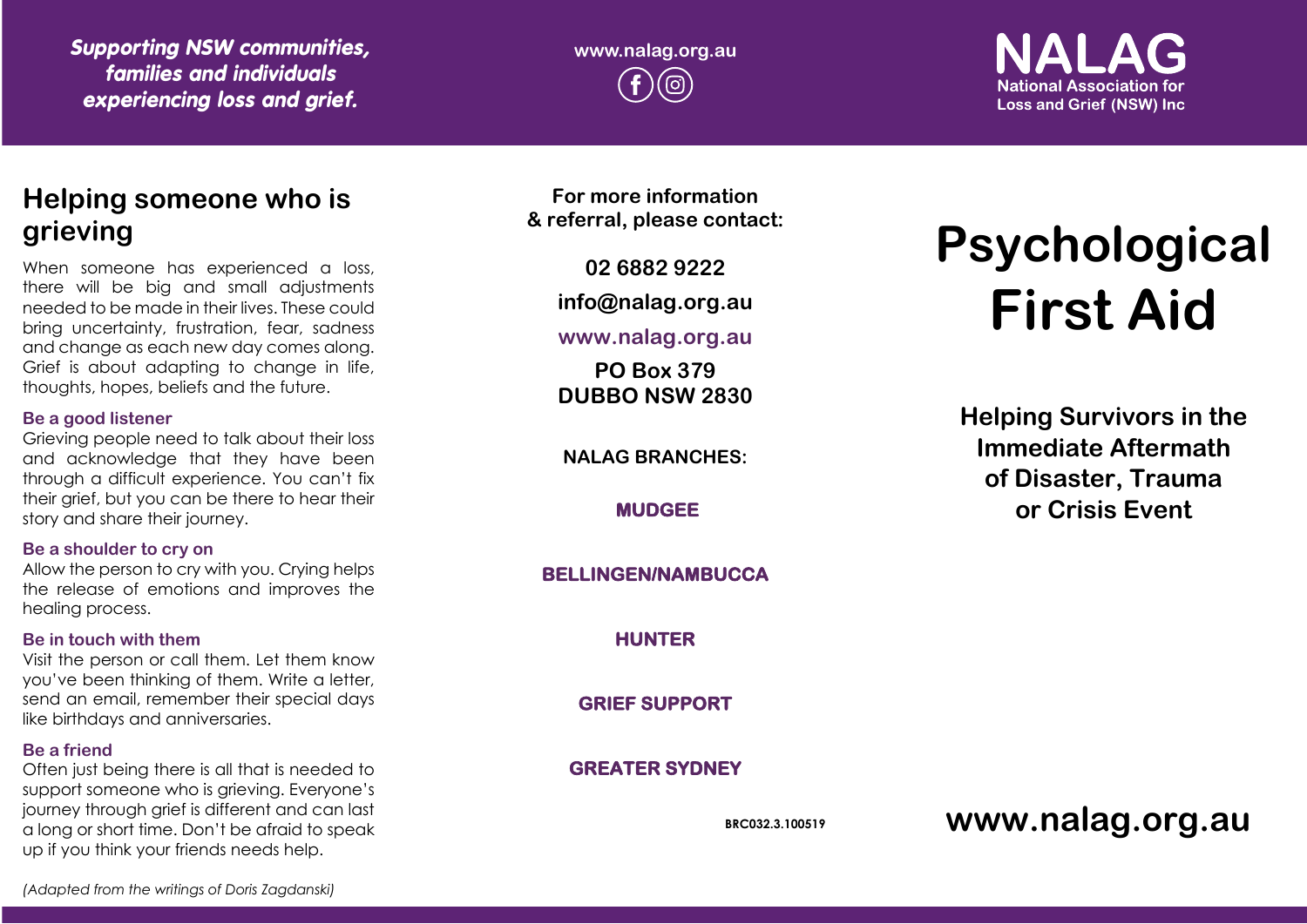*Supporting NSW communities, families and individuals experiencing loss and grief.*

www.nalag.org.au

**NALAG**
National Association for Loss and Grief (NSW) Inc

## Helping someone who is grieving

When someone has experienced a loss, there will be big and small adjustments needed to be made in their lives. These could bring uncertainty, frustration, fear, sadness and change as each new day comes along. Grief is about adapting to change in life, thoughts, hopes, beliefs and the future.

### Be a good listener

Grieving people need to talk about their loss and acknowledge that they have been through a difficult experience. You can't fix their grief, but you can be there to hear their story and share their journey.

### Be a shoulder to cry on

Allow the person to cry with you. Crying helps the release of emotions and improves the healing process.

### Be in touch with them

Visit the person or call them. Let them know you've been thinking of them. Write a letter, send an email, remember their special days like birthdays and anniversaries.

### Be a friend

Often just being there is all that is needed to support someone who is grieving. Everyone's journey through grief is different and can last a long or short time. Don't be afraid to speak up if you think your friends needs help.

*(Adapted from the writings of Doris Zagdanski)*

**For more information & referral, please contact:**

**02 6882 9222**

**info@nalag.org.au**

**www.nalag.org.au**

**PO Box 379**
**DUBBO NSW 2830**

**NALAG BRANCHES:**

**MUDGEE**

**BELLINGEN/NAMBUCCA**

**HUNTER**

**GRIEF SUPPORT**

**GREATER SYDNEY**

BRC032.3.100519

# Psychological First Aid

## Helping Survivors in the Immediate Aftermath of Disaster, Trauma or Crisis Event

**www.nalag.org.au**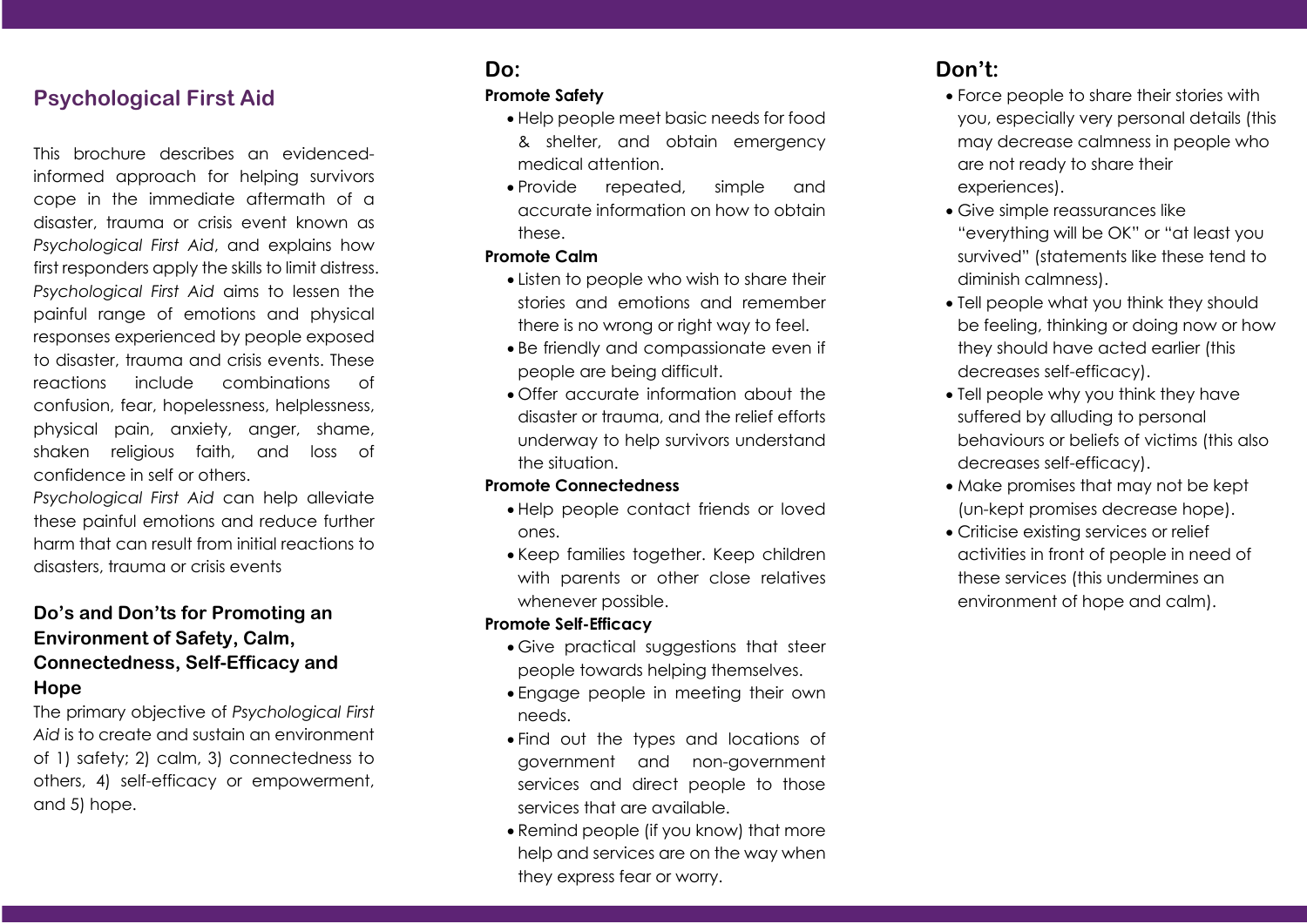## Psychological First Aid

This brochure describes an evidenced-informed approach for helping survivors cope in the immediate aftermath of a disaster, trauma or crisis event known as *Psychological First Aid*, and explains how first responders apply the skills to limit distress. *Psychological First Aid* aims to lessen the painful range of emotions and physical responses experienced by people exposed to disaster, trauma and crisis events. These reactions include combinations of confusion, fear, hopelessness, helplessness, physical pain, anxiety, anger, shame, shaken religious faith, and loss of confidence in self or others.

*Psychological First Aid* can help alleviate these painful emotions and reduce further harm that can result from initial reactions to disasters, trauma or crisis events

### Do's and Don'ts for Promoting an Environment of Safety, Calm, Connectedness, Self-Efficacy and Hope

The primary objective of *Psychological First Aid* is to create and sustain an environment of 1) safety; 2) calm, 3) connectedness to others, 4) self-efficacy or empowerment, and 5) hope.

## Do:

**Promote Safety**

- Help people meet basic needs for food & shelter, and obtain emergency medical attention.
- Provide repeated, simple and accurate information on how to obtain these.

**Promote Calm**

- Listen to people who wish to share their stories and emotions and remember there is no wrong or right way to feel.
- Be friendly and compassionate even if people are being difficult.
- Offer accurate information about the disaster or trauma, and the relief efforts underway to help survivors understand the situation.

**Promote Connectedness**

- Help people contact friends or loved ones.
- Keep families together. Keep children with parents or other close relatives whenever possible.

**Promote Self-Efficacy**

- Give practical suggestions that steer people towards helping themselves.
- Engage people in meeting their own needs.
- Find out the types and locations of government and non-government services and direct people to those services that are available.
- Remind people (if you know) that more help and services are on the way when they express fear or worry.

## Don't:

- Force people to share their stories with you, especially very personal details (this may decrease calmness in people who are not ready to share their experiences).
- Give simple reassurances like "everything will be OK" or "at least you survived" (statements like these tend to diminish calmness).
- Tell people what you think they should be feeling, thinking or doing now or how they should have acted earlier (this decreases self-efficacy).
- Tell people why you think they have suffered by alluding to personal behaviours or beliefs of victims (this also decreases self-efficacy).
- Make promises that may not be kept (un-kept promises decrease hope).
- Criticise existing services or relief activities in front of people in need of these services (this undermines an environment of hope and calm).